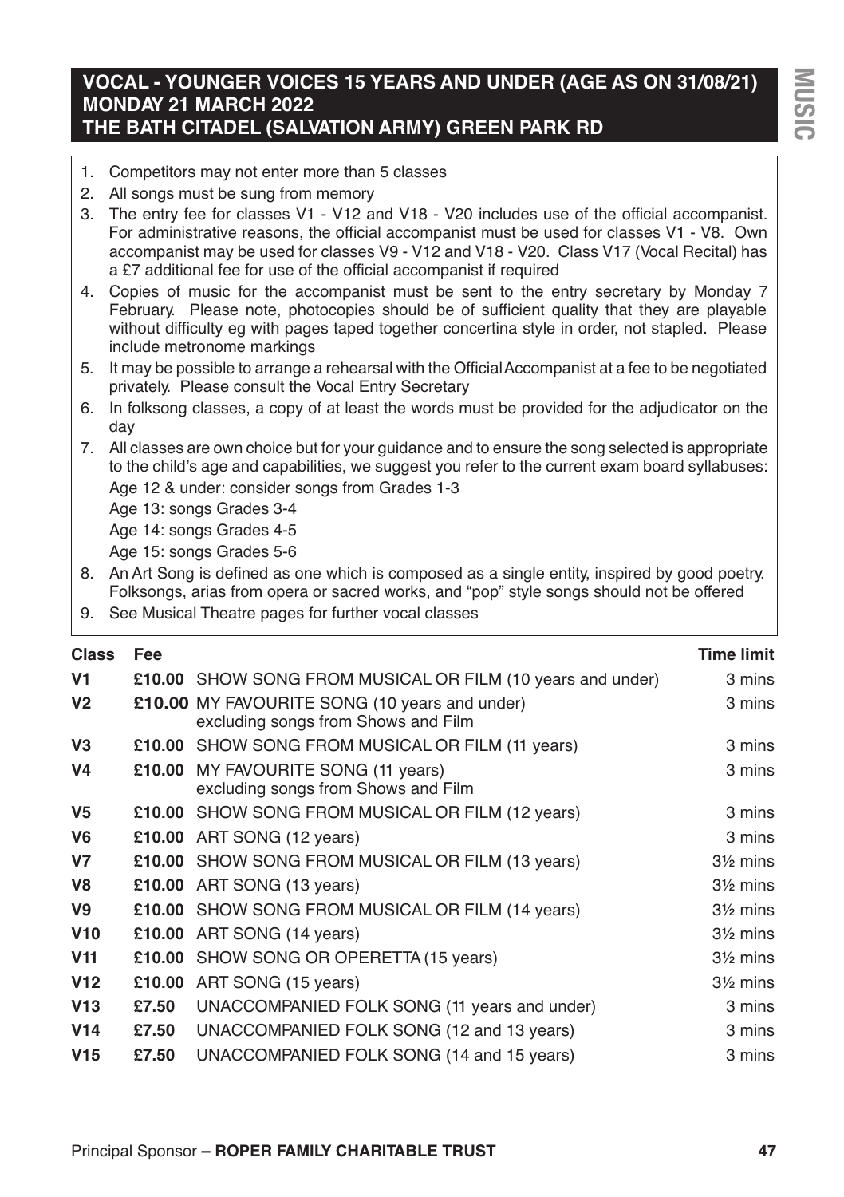## VOCAL - YOUNGER VOICES 15 YEARS AND UNDER (AGE AS ON 31/08/21)
## MONDAY 21 MARCH 2022
## THE BATH CITADEL (SALVATION ARMY) GREEN PARK RD

1. Competitors may not enter more than 5 classes
2. All songs must be sung from memory
3. The entry fee for classes V1 - V12 and V18 - V20 includes use of the official accompanist. For administrative reasons, the official accompanist must be used for classes V1 - V8. Own accompanist may be used for classes V9 - V12 and V18 - V20. Class V17 (Vocal Recital) has a £7 additional fee for use of the official accompanist if required
4. Copies of music for the accompanist must be sent to the entry secretary by Monday 7 February. Please note, photocopies should be of sufficient quality that they are playable without difficulty eg with pages taped together concertina style in order, not stapled. Please include metronome markings
5. It may be possible to arrange a rehearsal with the Official Accompanist at a fee to be negotiated privately. Please consult the Vocal Entry Secretary
6. In folksong classes, a copy of at least the words must be provided for the adjudicator on the day
7. All classes are own choice but for your guidance and to ensure the song selected is appropriate to the child's age and capabilities, we suggest you refer to the current exam board syllabuses:
   Age 12 & under: consider songs from Grades 1-3
   Age 13: songs Grades 3-4
   Age 14: songs Grades 4-5
   Age 15: songs Grades 5-6
8. An Art Song is defined as one which is composed as a single entity, inspired by good poetry. Folksongs, arias from opera or sacred works, and "pop" style songs should not be offered
9. See Musical Theatre pages for further vocal classes

| Class | Fee | | Time limit |
|---|---|---|---|
| V1 | £10.00 | SHOW SONG FROM MUSICAL OR FILM (10 years and under) | 3 mins |
| V2 | £10.00 | MY FAVOURITE SONG (10 years and under) excluding songs from Shows and Film | 3 mins |
| V3 | £10.00 | SHOW SONG FROM MUSICAL OR FILM (11 years) | 3 mins |
| V4 | £10.00 | MY FAVOURITE SONG (11 years) excluding songs from Shows and Film | 3 mins |
| V5 | £10.00 | SHOW SONG FROM MUSICAL OR FILM (12 years) | 3 mins |
| V6 | £10.00 | ART SONG (12 years) | 3 mins |
| V7 | £10.00 | SHOW SONG FROM MUSICAL OR FILM (13 years) | 3½ mins |
| V8 | £10.00 | ART SONG (13 years) | 3½ mins |
| V9 | £10.00 | SHOW SONG FROM MUSICAL OR FILM (14 years) | 3½ mins |
| V10 | £10.00 | ART SONG (14 years) | 3½ mins |
| V11 | £10.00 | SHOW SONG OR OPERETTA (15 years) | 3½ mins |
| V12 | £10.00 | ART SONG (15 years) | 3½ mins |
| V13 | £7.50 | UNACCOMPANIED FOLK SONG (11 years and under) | 3 mins |
| V14 | £7.50 | UNACCOMPANIED FOLK SONG (12 and 13 years) | 3 mins |
| V15 | £7.50 | UNACCOMPANIED FOLK SONG (14 and 15 years) | 3 mins |

Principal Sponsor **– ROPER FAMILY CHARITABLE TRUST**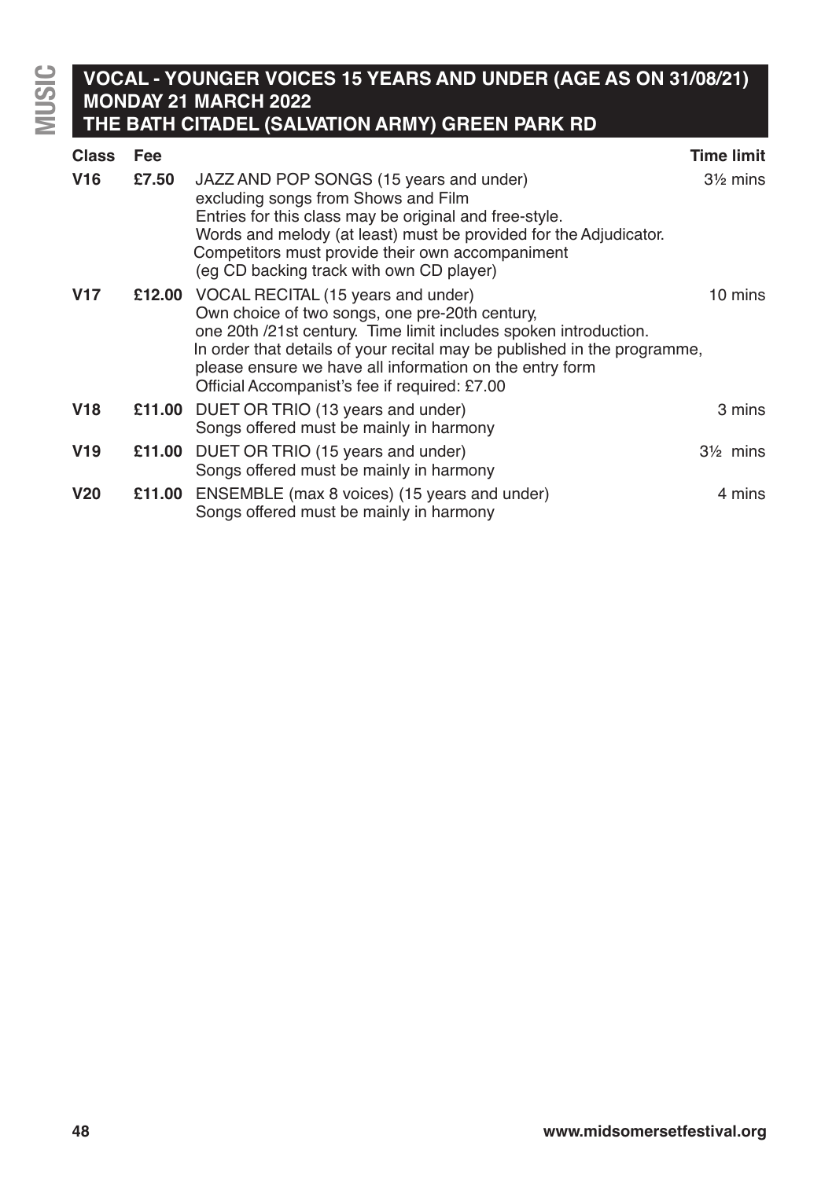# VOCAL - YOUNGER VOICES 15 YEARS AND UNDER (AGE AS ON 31/08/21)
## MONDAY 21 MARCH 2022
## THE BATH CITADEL (SALVATION ARMY) GREEN PARK RD

| Class | Fee | | Time limit |
|---|---|---|---|
| **V16** | **£7.50** | JAZZ AND POP SONGS (15 years and under) excluding songs from Shows and Film<br>Entries for this class may be original and free-style.<br>Words and melody (at least) must be provided for the Adjudicator.<br>Competitors must provide their own accompaniment (eg CD backing track with own CD player) | 3½ mins |
| **V17** | **£12.00** | VOCAL RECITAL (15 years and under)<br>Own choice of two songs, one pre-20th century, one 20th /21st century. Time limit includes spoken introduction.<br>In order that details of your recital may be published in the programme, please ensure we have all information on the entry form<br>Official Accompanist's fee if required: £7.00 | 10 mins |
| **V18** | **£11.00** | DUET OR TRIO (13 years and under)<br>Songs offered must be mainly in harmony | 3 mins |
| **V19** | **£11.00** | DUET OR TRIO (15 years and under)<br>Songs offered must be mainly in harmony | 3½ mins |
| **V20** | **£11.00** | ENSEMBLE (max 8 voices) (15 years and under)<br>Songs offered must be mainly in harmony | 4 mins |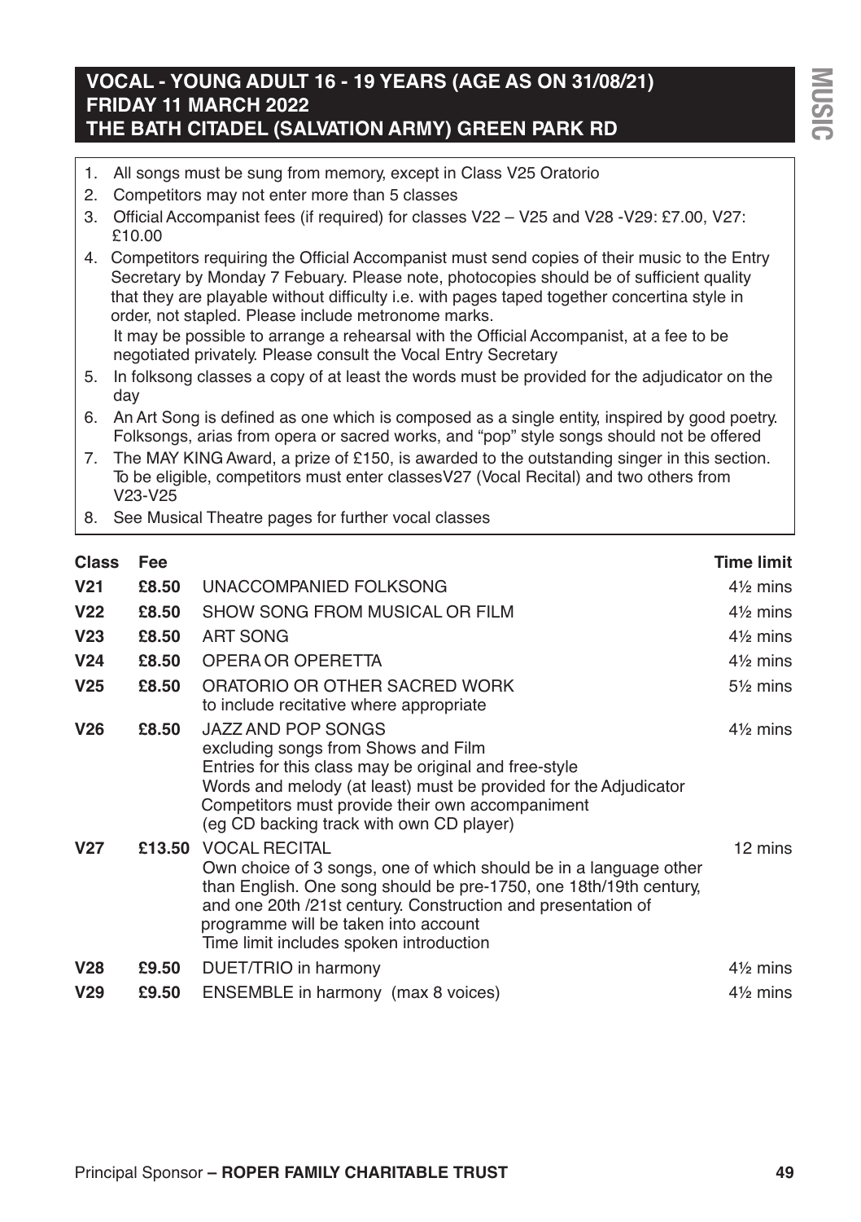## VOCAL - YOUNG ADULT 16 - 19 YEARS (AGE AS ON 31/08/21)
## FRIDAY 11 MARCH 2022
## THE BATH CITADEL (SALVATION ARMY) GREEN PARK RD

1. All songs must be sung from memory, except in Class V25 Oratorio
2. Competitors may not enter more than 5 classes
3. Official Accompanist fees (if required) for classes V22 – V25 and V28 -V29: £7.00, V27: £10.00
4. Competitors requiring the Official Accompanist must send copies of their music to the Entry Secretary by Monday 7 Febuary. Please note, photocopies should be of sufficient quality that they are playable without difficulty i.e. with pages taped together concertina style in order, not stapled. Please include metronome marks.
   It may be possible to arrange a rehearsal with the Official Accompanist, at a fee to be negotiated privately. Please consult the Vocal Entry Secretary
5. In folksong classes a copy of at least the words must be provided for the adjudicator on the day
6. An Art Song is defined as one which is composed as a single entity, inspired by good poetry. Folksongs, arias from opera or sacred works, and "pop" style songs should not be offered
7. The MAY KING Award, a prize of £150, is awarded to the outstanding singer in this section. To be eligible, competitors must enter classesV27 (Vocal Recital) and two others from V23-V25
8. See Musical Theatre pages for further vocal classes

| Class | Fee | | Time limit |
|---|---|---|---|
| **V21** | **£8.50** | UNACCOMPANIED FOLKSONG | 4½ mins |
| **V22** | **£8.50** | SHOW SONG FROM MUSICAL OR FILM | 4½ mins |
| **V23** | **£8.50** | ART SONG | 4½ mins |
| **V24** | **£8.50** | OPERA OR OPERETTA | 4½ mins |
| **V25** | **£8.50** | ORATORIO OR OTHER SACRED WORK<br>to include recitative where appropriate | 5½ mins |
| **V26** | **£8.50** | JAZZ AND POP SONGS<br>excluding songs from Shows and Film<br>Entries for this class may be original and free-style<br>Words and melody (at least) must be provided for the Adjudicator<br>Competitors must provide their own accompaniment<br>(eg CD backing track with own CD player) | 4½ mins |
| **V27** | **£13.50** | VOCAL RECITAL<br>Own choice of 3 songs, one of which should be in a language other than English. One song should be pre-1750, one 18th/19th century, and one 20th /21st century. Construction and presentation of programme will be taken into account<br>Time limit includes spoken introduction | 12 mins |
| **V28** | **£9.50** | DUET/TRIO in harmony | 4½ mins |
| **V29** | **£9.50** | ENSEMBLE in harmony (max 8 voices) | 4½ mins |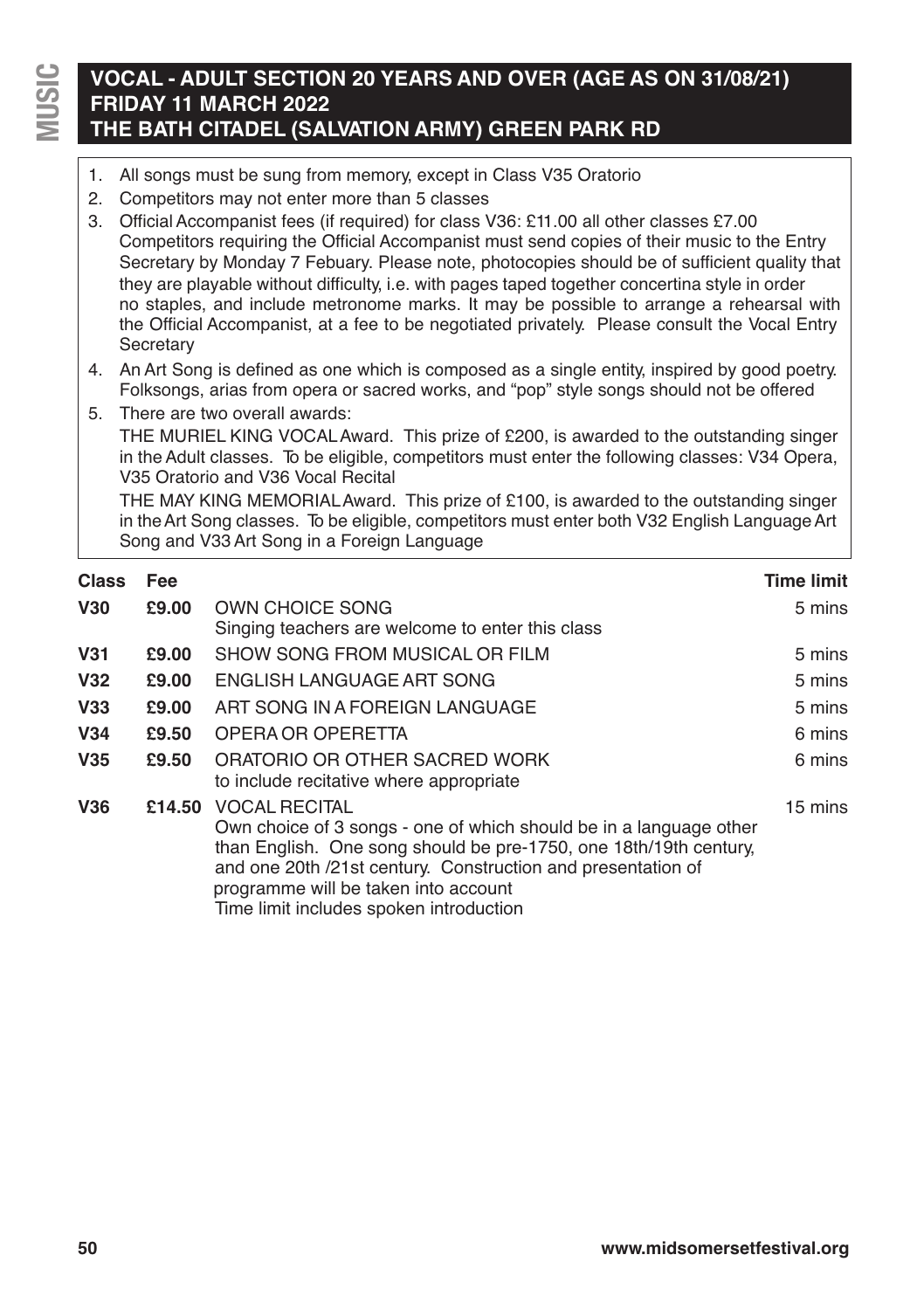## VOCAL - ADULT SECTION 20 YEARS AND OVER (AGE AS ON 31/08/21)
## FRIDAY 11 MARCH 2022
## THE BATH CITADEL (SALVATION ARMY) GREEN PARK RD

1. All songs must be sung from memory, except in Class V35 Oratorio
2. Competitors may not enter more than 5 classes
3. Official Accompanist fees (if required) for class V36: £11.00 all other classes £7.00
   Competitors requiring the Official Accompanist must send copies of their music to the Entry Secretary by Monday 7 Febuary. Please note, photocopies should be of sufficient quality that they are playable without difficulty, i.e. with pages taped together concertina style in order no staples, and include metronome marks. It may be possible to arrange a rehearsal with the Official Accompanist, at a fee to be negotiated privately. Please consult the Vocal Entry Secretary
4. An Art Song is defined as one which is composed as a single entity, inspired by good poetry. Folksongs, arias from opera or sacred works, and "pop" style songs should not be offered
5. There are two overall awards:
   THE MURIEL KING VOCAL Award. This prize of £200, is awarded to the outstanding singer in the Adult classes. To be eligible, competitors must enter the following classes: V34 Opera, V35 Oratorio and V36 Vocal Recital
   THE MAY KING MEMORIAL Award. This prize of £100, is awarded to the outstanding singer in the Art Song classes. To be eligible, competitors must enter both V32 English Language Art Song and V33 Art Song in a Foreign Language

| Class | Fee | | Time limit |
|---|---|---|---|
| **V30** | **£9.00** | OWN CHOICE SONG<br>Singing teachers are welcome to enter this class | 5 mins |
| **V31** | **£9.00** | SHOW SONG FROM MUSICAL OR FILM | 5 mins |
| **V32** | **£9.00** | ENGLISH LANGUAGE ART SONG | 5 mins |
| **V33** | **£9.00** | ART SONG IN A FOREIGN LANGUAGE | 5 mins |
| **V34** | **£9.50** | OPERA OR OPERETTA | 6 mins |
| **V35** | **£9.50** | ORATORIO OR OTHER SACRED WORK<br>to include recitative where appropriate | 6 mins |
| **V36** | **£14.50** | VOCAL RECITAL<br>Own choice of 3 songs - one of which should be in a language other than English. One song should be pre-1750, one 18th/19th century, and one 20th /21st century. Construction and presentation of programme will be taken into account<br>Time limit includes spoken introduction | 15 mins |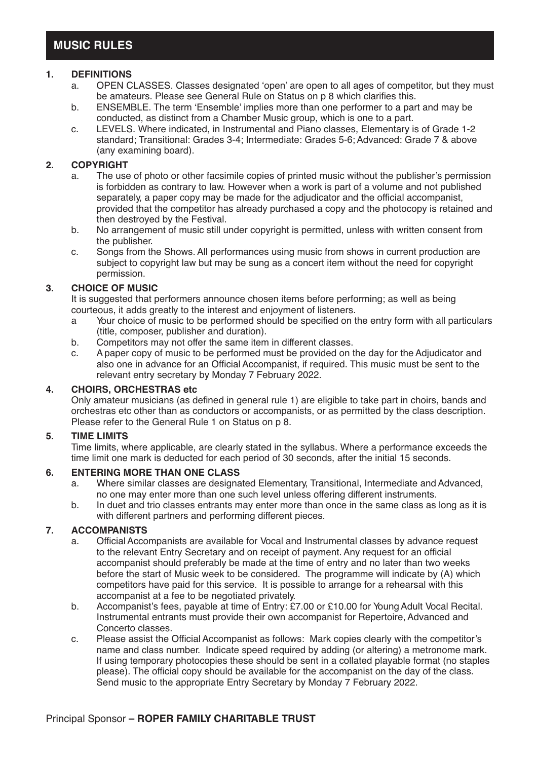# MUSIC RULES

**1. DEFINITIONS**

a. OPEN CLASSES. Classes designated 'open' are open to all ages of competitor, but they must be amateurs. Please see General Rule on Status on p 8 which clarifies this.

b. ENSEMBLE. The term 'Ensemble' implies more than one performer to a part and may be conducted, as distinct from a Chamber Music group, which is one to a part.

c. LEVELS. Where indicated, in Instrumental and Piano classes, Elementary is of Grade 1-2 standard; Transitional: Grades 3-4; Intermediate: Grades 5-6; Advanced: Grade 7 & above (any examining board).

**2. COPYRIGHT**

a. The use of photo or other facsimile copies of printed music without the publisher's permission is forbidden as contrary to law. However when a work is part of a volume and not published separately, a paper copy may be made for the adjudicator and the official accompanist, provided that the competitor has already purchased a copy and the photocopy is retained and then destroyed by the Festival.

b. No arrangement of music still under copyright is permitted, unless with written consent from the publisher.

c. Songs from the Shows. All performances using music from shows in current production are subject to copyright law but may be sung as a concert item without the need for copyright permission.

**3. CHOICE OF MUSIC**

It is suggested that performers announce chosen items before performing; as well as being courteous, it adds greatly to the interest and enjoyment of listeners.

a Your choice of music to be performed should be specified on the entry form with all particulars (title, composer, publisher and duration).

b. Competitors may not offer the same item in different classes.

c. A paper copy of music to be performed must be provided on the day for the Adjudicator and also one in advance for an Official Accompanist, if required. This music must be sent to the relevant entry secretary by Monday 7 February 2022.

**4. CHOIRS, ORCHESTRAS etc**

Only amateur musicians (as defined in general rule 1) are eligible to take part in choirs, bands and orchestras etc other than as conductors or accompanists, or as permitted by the class description. Please refer to the General Rule 1 on Status on p 8.

**5. TIME LIMITS**

Time limits, where applicable, are clearly stated in the syllabus. Where a performance exceeds the time limit one mark is deducted for each period of 30 seconds, after the initial 15 seconds.

**6. ENTERING MORE THAN ONE CLASS**

a. Where similar classes are designated Elementary, Transitional, Intermediate and Advanced, no one may enter more than one such level unless offering different instruments.

b. In duet and trio classes entrants may enter more than once in the same class as long as it is with different partners and performing different pieces.

**7. ACCOMPANISTS**

a. Official Accompanists are available for Vocal and Instrumental classes by advance request to the relevant Entry Secretary and on receipt of payment. Any request for an official accompanist should preferably be made at the time of entry and no later than two weeks before the start of Music week to be considered. The programme will indicate by (A) which competitors have paid for this service. It is possible to arrange for a rehearsal with this accompanist at a fee to be negotiated privately.

b. Accompanist's fees, payable at time of Entry: £7.00 or £10.00 for Young Adult Vocal Recital. Instrumental entrants must provide their own accompanist for Repertoire, Advanced and Concerto classes.

c. Please assist the Official Accompanist as follows: Mark copies clearly with the competitor's name and class number. Indicate speed required by adding (or altering) a metronome mark. If using temporary photocopies these should be sent in a collated playable format (no staples please). The official copy should be available for the accompanist on the day of the class. Send music to the appropriate Entry Secretary by Monday 7 February 2022.

Principal Sponsor **– ROPER FAMILY CHARITABLE TRUST**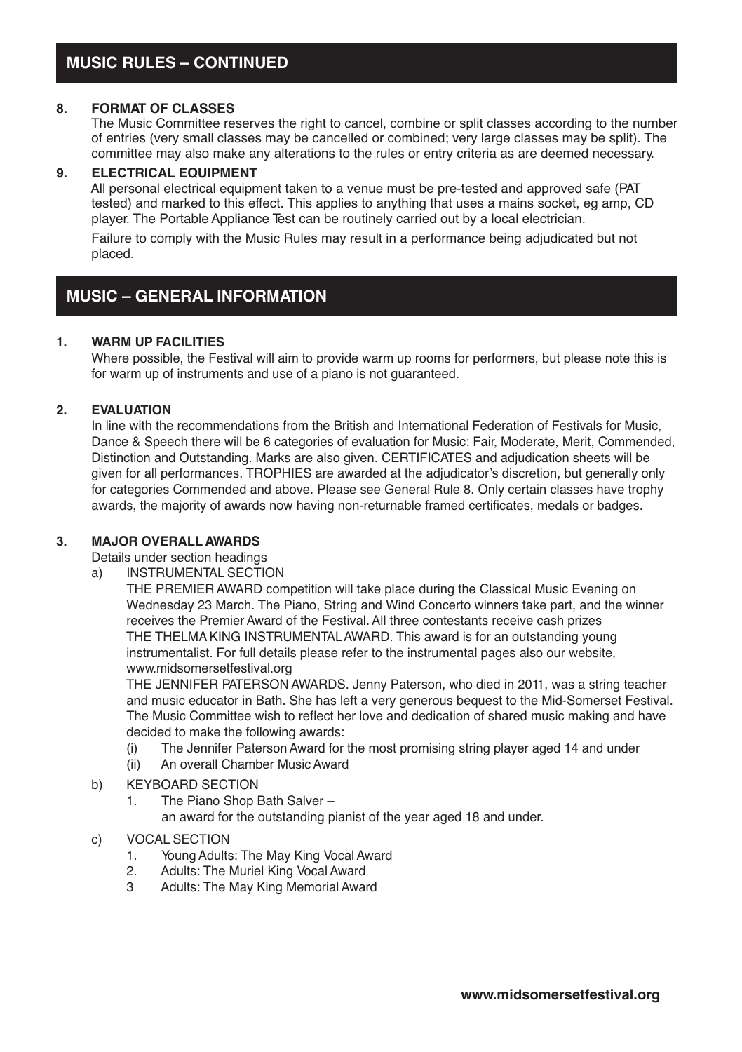## MUSIC RULES – CONTINUED

**8. FORMAT OF CLASSES**

The Music Committee reserves the right to cancel, combine or split classes according to the number of entries (very small classes may be cancelled or combined; very large classes may be split). The committee may also make any alterations to the rules or entry criteria as are deemed necessary.

**9. ELECTRICAL EQUIPMENT**

All personal electrical equipment taken to a venue must be pre-tested and approved safe (PAT tested) and marked to this effect. This applies to anything that uses a mains socket, eg amp, CD player. The Portable Appliance Test can be routinely carried out by a local electrician.

Failure to comply with the Music Rules may result in a performance being adjudicated but not placed.

## MUSIC – GENERAL INFORMATION

**1. WARM UP FACILITIES**

Where possible, the Festival will aim to provide warm up rooms for performers, but please note this is for warm up of instruments and use of a piano is not guaranteed.

**2. EVALUATION**

In line with the recommendations from the British and International Federation of Festivals for Music, Dance & Speech there will be 6 categories of evaluation for Music: Fair, Moderate, Merit, Commended, Distinction and Outstanding. Marks are also given. CERTIFICATES and adjudication sheets will be given for all performances. TROPHIES are awarded at the adjudicator's discretion, but generally only for categories Commended and above. Please see General Rule 8. Only certain classes have trophy awards, the majority of awards now having non-returnable framed certificates, medals or badges.

**3. MAJOR OVERALL AWARDS**

Details under section headings

a) INSTRUMENTAL SECTION

THE PREMIER AWARD competition will take place during the Classical Music Evening on Wednesday 23 March. The Piano, String and Wind Concerto winners take part, and the winner receives the Premier Award of the Festival. All three contestants receive cash prizes

THE THELMA KING INSTRUMENTAL AWARD. This award is for an outstanding young instrumentalist. For full details please refer to the instrumental pages also our website, www.midsomersetfestival.org

THE JENNIFER PATERSON AWARDS. Jenny Paterson, who died in 2011, was a string teacher and music educator in Bath. She has left a very generous bequest to the Mid-Somerset Festival. The Music Committee wish to reflect her love and dedication of shared music making and have decided to make the following awards:

(i) The Jennifer Paterson Award for the most promising string player aged 14 and under
(ii) An overall Chamber Music Award

b) KEYBOARD SECTION

1. The Piano Shop Bath Salver –
   an award for the outstanding pianist of the year aged 18 and under.

c) VOCAL SECTION

1. Young Adults: The May King Vocal Award
2. Adults: The Muriel King Vocal Award
3 Adults: The May King Memorial Award